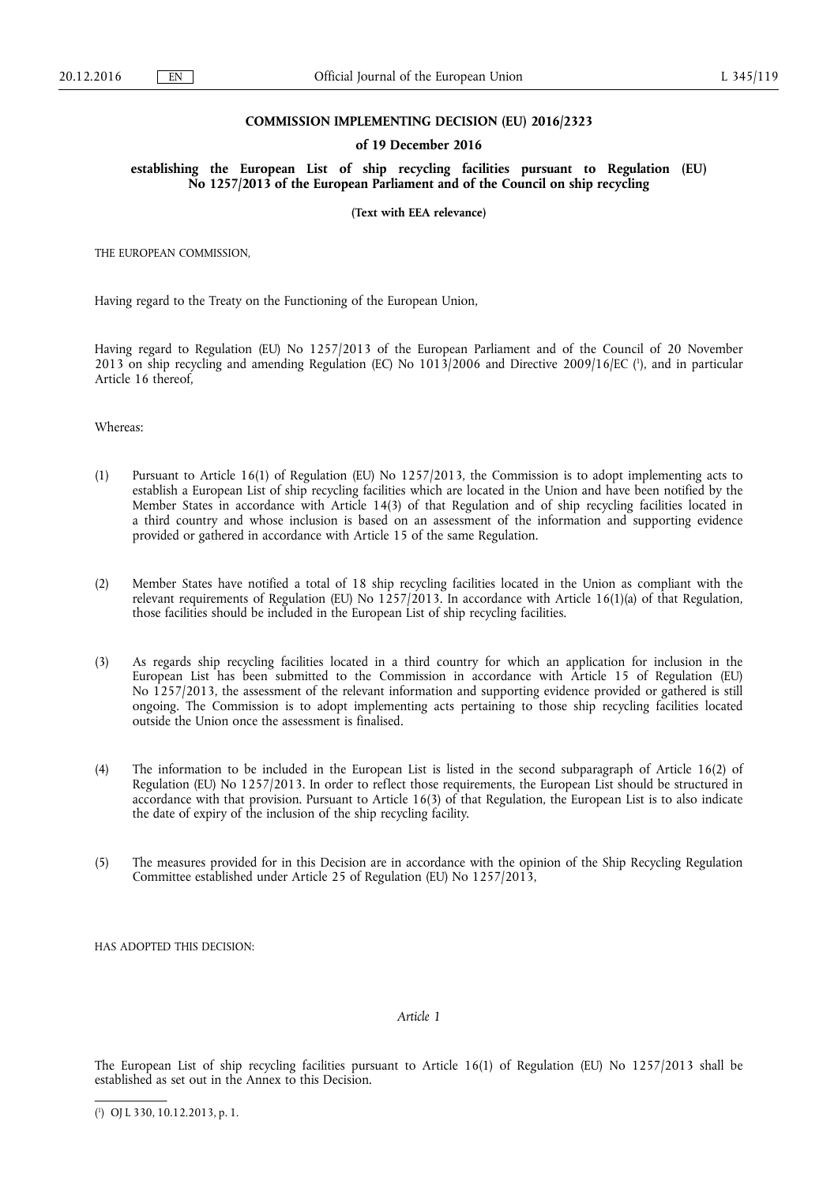**COMMISSION IMPLEMENTING DECISION (EU) 2016/2323**

**of 19 December 2016**

**establishing the European List of ship recycling facilities pursuant to Regulation (EU) No 1257/2013 of the European Parliament and of the Council on ship recycling**

**(Text with EEA relevance)**

THE EUROPEAN COMMISSION,

Having regard to the Treaty on the Functioning of the European Union,

Having regard to Regulation (EU) No 1257/2013 of the European Parliament and of the Council of 20 November 2013 on ship recycling and amending Regulation (EC) No 1013/2006 and Directive 2009/16/EC [1], and in particular Article 16 thereof,

Whereas:

(1) Pursuant to Article 16(1) of Regulation (EU) No 1257/2013, the Commission is to adopt implementing acts to establish a European List of ship recycling facilities which are located in the Union and have been notified by the Member States in accordance with Article 14(3) of that Regulation and of ship recycling facilities located in a third country and whose inclusion is based on an assessment of the information and supporting evidence provided or gathered in accordance with Article 15 of the same Regulation.

(2) Member States have notified a total of 18 ship recycling facilities located in the Union as compliant with the relevant requirements of Regulation (EU) No 1257/2013. In accordance with Article 16(1)(a) of that Regulation, those facilities should be included in the European List of ship recycling facilities.

(3) As regards ship recycling facilities located in a third country for which an application for inclusion in the European List has been submitted to the Commission in accordance with Article 15 of Regulation (EU) No 1257/2013, the assessment of the relevant information and supporting evidence provided or gathered is still ongoing. The Commission is to adopt implementing acts pertaining to those ship recycling facilities located outside the Union once the assessment is finalised.

(4) The information to be included in the European List is listed in the second subparagraph of Article 16(2) of Regulation (EU) No 1257/2013. In order to reflect those requirements, the European List should be structured in accordance with that provision. Pursuant to Article 16(3) of that Regulation, the European List is to also indicate the date of expiry of the inclusion of the ship recycling facility.

(5) The measures provided for in this Decision are in accordance with the opinion of the Ship Recycling Regulation Committee established under Article 25 of Regulation (EU) No 1257/2013,

HAS ADOPTED THIS DECISION:

*Article 1*

The European List of ship recycling facilities pursuant to Article 16(1) of Regulation (EU) No 1257/2013 shall be established as set out in the Annex to this Decision.

---

[1] OJ L 330, 10.12.2013, p. 1.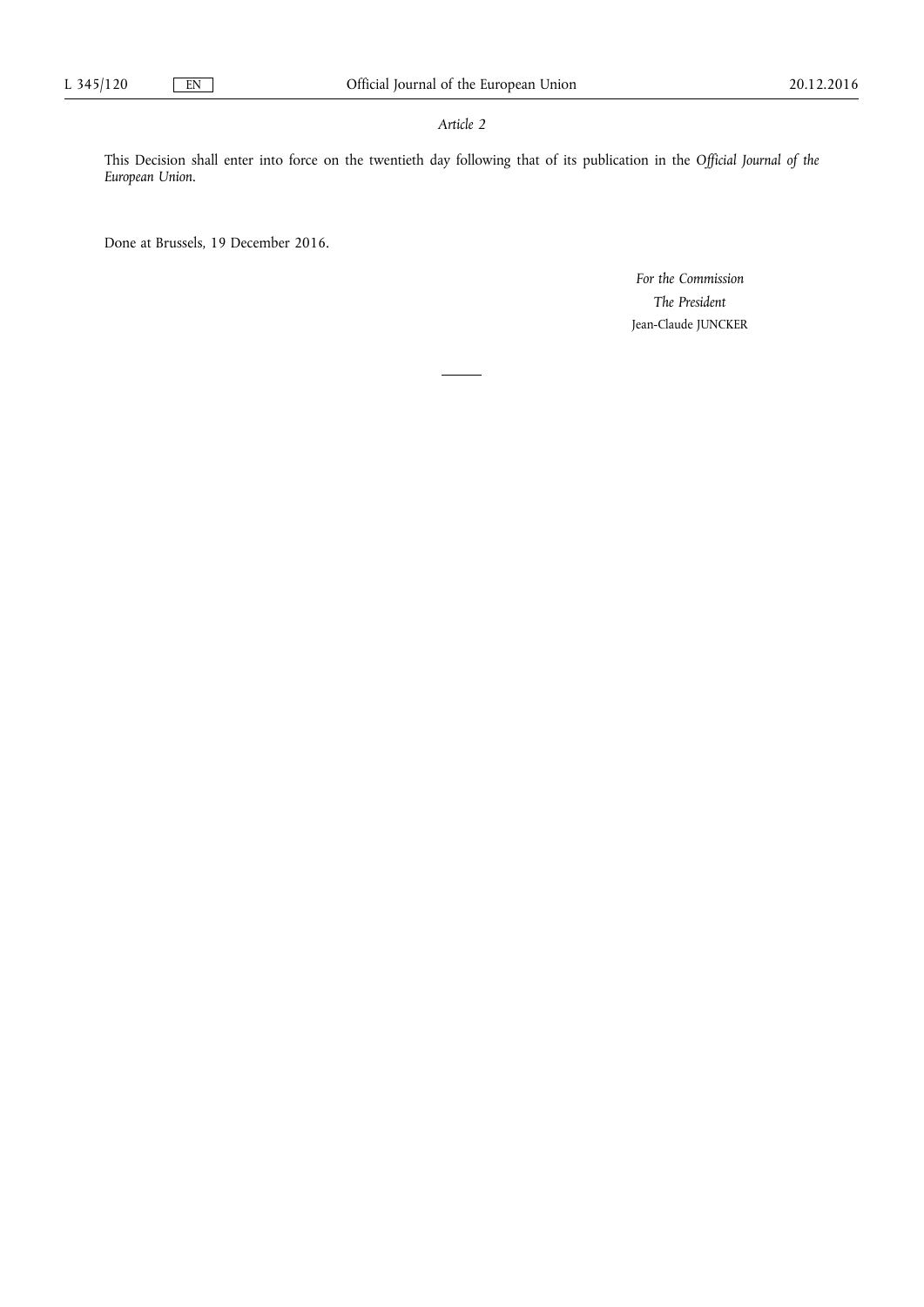*Article 2*

This Decision shall enter into force on the twentieth day following that of its publication in the *Official Journal of the European Union*.

Done at Brussels, 19 December 2016.

*For the Commission*

*The President*

Jean-Claude JUNCKER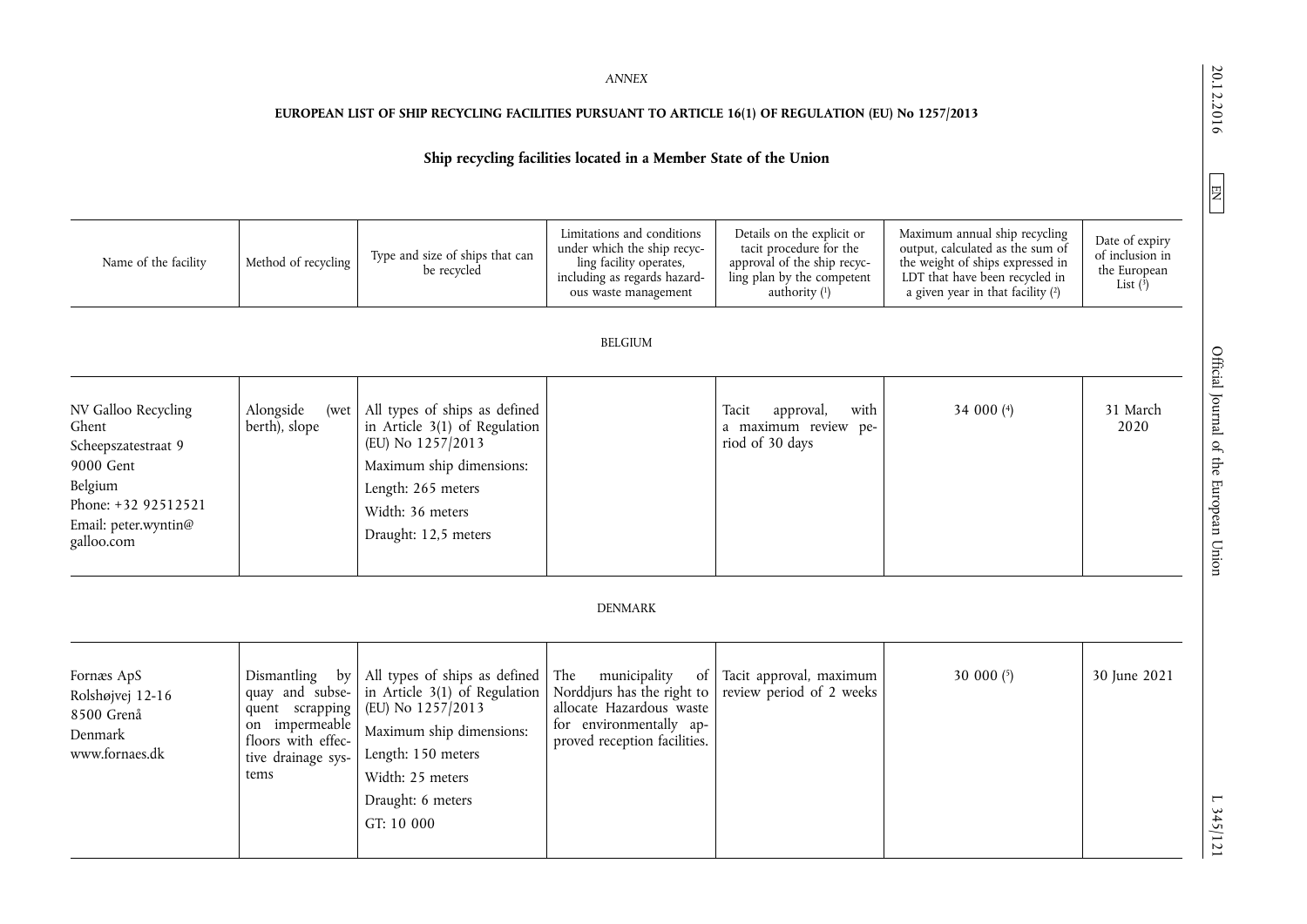*ANNEX*

**EUROPEAN LIST OF SHIP RECYCLING FACILITIES PURSUANT TO ARTICLE 16(1) OF REGULATION (EU) No 1257/2013**

**Ship recycling facilities located in a Member State of the Union**

| Name of the facility | Method of recycling | Type and size of ships that can be recycled | Limitations and conditions under which the ship recycling facility operates, including as regards hazardous waste management | Details on the explicit or tacit procedure for the approval of the ship recycling plan by the competent authority (1) | Maximum annual ship recycling output, calculated as the sum of the weight of ships expressed in LDT that have been recycled in a given year in that facility (2) | Date of expiry of inclusion in the European List (3) |
|---|---|---|---|---|---|---|
| BELGIUM | | | | | | |
| NV Galloo Recycling Ghent<br>Scheepszatestraat 9<br>9000 Gent<br>Belgium<br>Phone: +32 92512521<br>Email: peter.wyntin@galloo.com | Alongside (wet berth), slope | All types of ships as defined in Article 3(1) of Regulation (EU) No 1257/2013<br>Maximum ship dimensions:<br>Length: 265 meters<br>Width: 36 meters<br>Draught: 12,5 meters | | Tacit approval, with a maximum review period of 30 days | 34 000 (4) | 31 March 2020 |
| DENMARK | | | | | | |
| Fornæs ApS<br>Rolshøjvej 12-16<br>8500 Grenå<br>Denmark<br>www.fornaes.dk | Dismantling by quay and subsequent scrapping on impermeable floors with effective drainage systems | All types of ships as defined in Article 3(1) of Regulation (EU) No 1257/2013<br>Maximum ship dimensions:<br>Length: 150 meters<br>Width: 25 meters<br>Draught: 6 meters<br>GT: 10 000 | The municipality of Norddjurs has the right to allocate Hazardous waste for environmentally approved reception facilities. | Tacit approval, maximum review period of 2 weeks | 30 000 (5) | 30 June 2021 |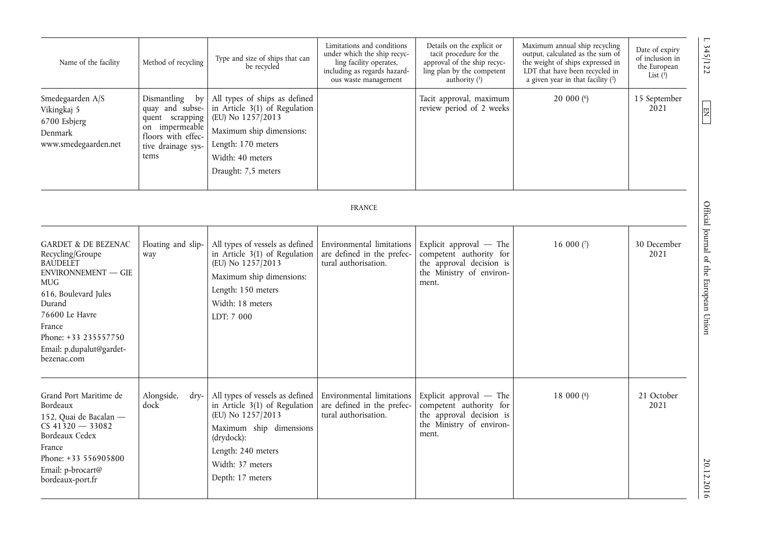| Name of the facility | Method of recycling | Type and size of ships that can be recycled | Limitations and conditions under which the ship recycling facility operates, including as regards hazardous waste management | Details on the explicit or tacit procedure for the approval of the ship recycling plan by the competent authority [1] | Maximum annual ship recycling output, calculated as the sum of the weight of ships expressed in LDT that have been recycled in a given year in that facility [2] | Date of expiry of inclusion in the European List [3] |
|---|---|---|---|---|---|---|
| Smedegaarden A/S<br>Vikingkaj 5<br>6700 Esbjerg<br>Denmark<br>www.smedegaarden.net | Dismantling by quay and subsequent scrapping on impermeable floors with effective drainage systems | All types of ships as defined in Article 3(1) of Regulation (EU) No 1257/2013<br>Maximum ship dimensions:<br>Length: 170 meters<br>Width: 40 meters<br>Draught: 7,5 meters | | Tacit approval, maximum review period of 2 weeks | 20 000 [6] | 15 September 2021 |
| FRANCE | | | | | | |
| GARDET & DE BEZENAC Recycling/Groupe BAUDELET ENVIRONNEMENT — GIE MUG<br>616, Boulevard Jules Durand<br>76600 Le Havre<br>France<br>Phone: +33 235557750<br>Email: p.dupalut@gardet-bezenac.com | Floating and slipway | All types of vessels as defined in Article 3(1) of Regulation (EU) No 1257/2013<br>Maximum ship dimensions:<br>Length: 150 meters<br>Width: 18 meters<br>LDT: 7 000 | Environmental limitations are defined in the prefectural authorisation. | Explicit approval — The competent authority for the approval decision is the Ministry of environment. | 16 000 [7] | 30 December 2021 |
| Grand Port Maritime de Bordeaux<br>152, Quai de Bacalan — CS 41320 — 33082 Bordeaux Cedex<br>France<br>Phone: +33 556905800<br>Email: p-brocart@bordeaux-port.fr | Alongside, drydock | All types of vessels as defined in Article 3(1) of Regulation (EU) No 1257/2013<br>Maximum ship dimensions (drydock):<br>Length: 240 meters<br>Width: 37 meters<br>Depth: 17 meters | Environmental limitations are defined in the prefectural authorisation. | Explicit approval — The competent authority for the approval decision is the Ministry of environment. | 18 000 [8] | 21 October 2021 |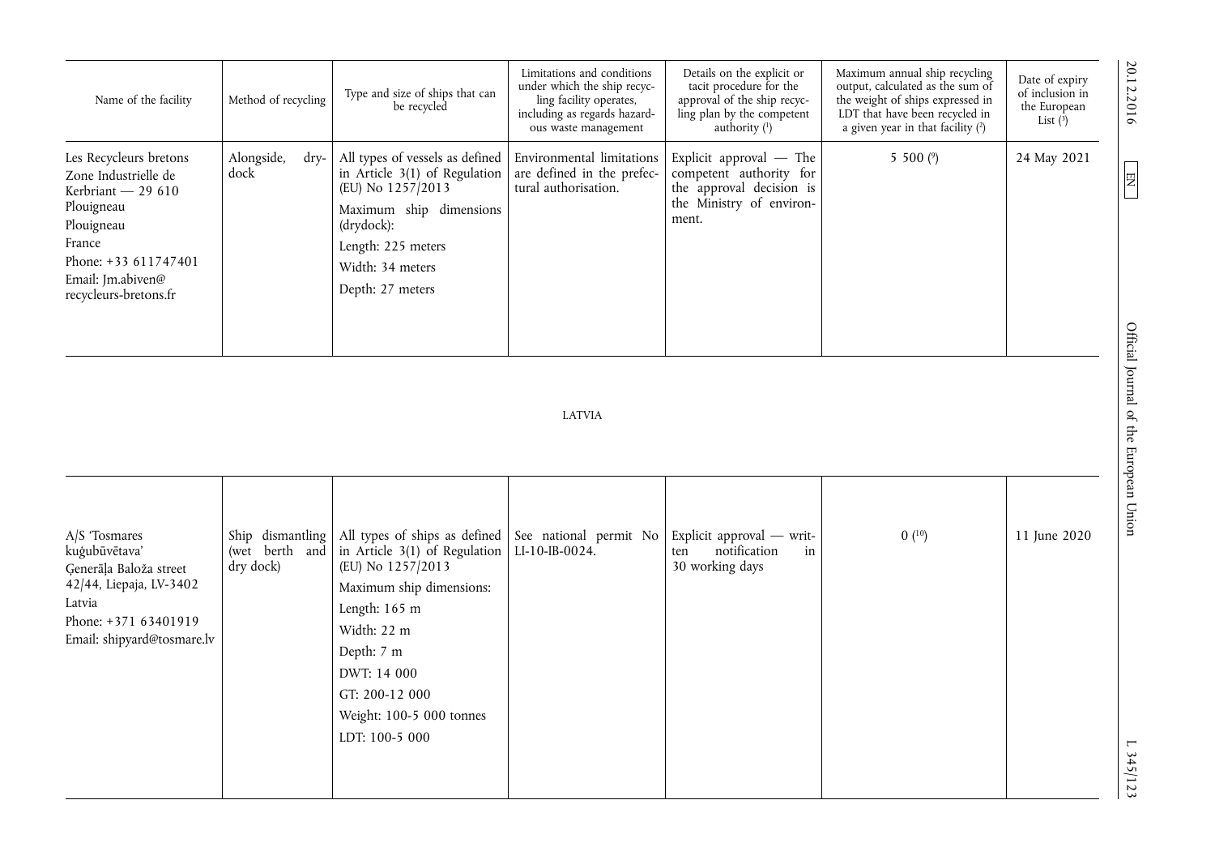| Name of the facility | Method of recycling | Type and size of ships that can be recycled | Limitations and conditions under which the ship recycling facility operates, including as regards hazardous waste management | Details on the explicit or tacit procedure for the approval of the ship recycling plan by the competent authority [1] | Maximum annual ship recycling output, calculated as the sum of the weight of ships expressed in LDT that have been recycled in a given year in that facility [2] | Date of expiry of inclusion in the European List [3] |
|---|---|---|---|---|---|---|
| Les Recycleurs bretons<br>Zone Industrielle de Kerbriant — 29 610 Plouigneau<br>Plouigneau<br>France<br>Phone: +33 611747401<br>Email: Jm.abiven@recycleurs-bretons.fr | Alongside, drydock | All types of vessels as defined in Article 3(1) of Regulation (EU) No 1257/2013<br>Maximum ship dimensions (drydock):<br>Length: 225 meters<br>Width: 34 meters<br>Depth: 27 meters | Environmental limitations are defined in the prefectural authorisation. | Explicit approval — The competent authority for the approval decision is the Ministry of environment. | 5 500 [9] | 24 May 2021 |

LATVIA

| Name of the facility | Method of recycling | Type and size of ships that can be recycled | Limitations and conditions under which the ship recycling facility operates, including as regards hazardous waste management | Details on the explicit or tacit procedure for the approval of the ship recycling plan by the competent authority [1] | Maximum annual ship recycling output, calculated as the sum of the weight of ships expressed in LDT that have been recycled in a given year in that facility [2] | Date of expiry of inclusion in the European List [3] |
|---|---|---|---|---|---|---|
| A/S 'Tosmares kuģubūvētava'<br>Ģenerāļa Baloža street 42/44, Liepaja, LV-3402<br>Latvia<br>Phone: +371 63401919<br>Email: shipyard@tosmare.lv | Ship dismantling (wet berth and dry dock) | All types of ships as defined in Article 3(1) of Regulation (EU) No 1257/2013<br>Maximum ship dimensions:<br>Length: 165 m<br>Width: 22 m<br>Depth: 7 m<br>DWT: 14 000<br>GT: 200-12 000<br>Weight: 100-5 000 tonnes<br>LDT: 100-5 000 | See national permit No LI-10-IB-0024. | Explicit approval — written notification in 30 working days | 0 [10] | 11 June 2020 |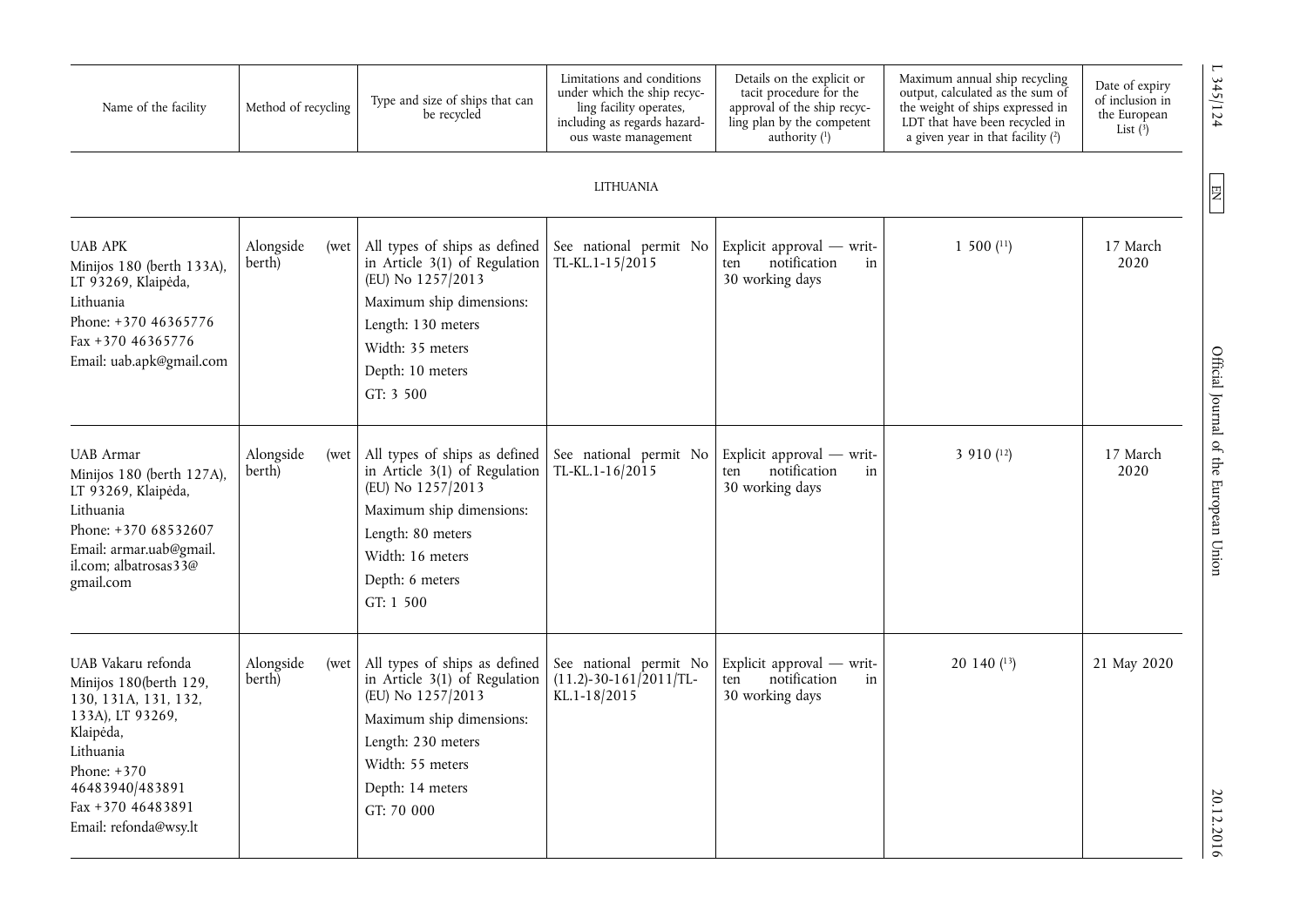| Name of the facility | Method of recycling | Type and size of ships that can be recycled | Limitations and conditions under which the ship recycling facility operates, including as regards hazardous waste management | Details on the explicit or tacit procedure for the approval of the ship recycling plan by the competent authority ([1]) | Maximum annual ship recycling output, calculated as the sum of the weight of ships expressed in LDT that have been recycled in a given year in that facility ([2]) | Date of expiry of inclusion in the European List ([3]) |
|---|---|---|---|---|---|---|
| | | | LITHUANIA | | | |
| UAB APK<br>Minijos 180 (berth 133A), LT 93269, Klaipėda, Lithuania<br>Phone: +370 46365776<br>Fax +370 46365776<br>Email: uab.apk@gmail.com | Alongside (wet berth) | All types of ships as defined in Article 3(1) of Regulation (EU) No 1257/2013<br>Maximum ship dimensions:<br>Length: 130 meters<br>Width: 35 meters<br>Depth: 10 meters<br>GT: 3 500 | See national permit No TL-KL.1-15/2015 | Explicit approval — written notification in 30 working days | 1 500 ([11]) | 17 March 2020 |
| UAB Armar<br>Minijos 180 (berth 127A), LT 93269, Klaipėda, Lithuania<br>Phone: +370 68532607<br>Email: armar.uab@gmail.il.com; albatrosas33@gmail.com | Alongside (wet berth) | All types of ships as defined in Article 3(1) of Regulation (EU) No 1257/2013<br>Maximum ship dimensions:<br>Length: 80 meters<br>Width: 16 meters<br>Depth: 6 meters<br>GT: 1 500 | See national permit No TL-KL.1-16/2015 | Explicit approval — written notification in 30 working days | 3 910 ([12]) | 17 March 2020 |
| UAB Vakaru refonda<br>Minijos 180(berth 129, 130, 131A, 131, 132, 133A), LT 93269, Klaipėda, Lithuania<br>Phone: +370 46483940/483891<br>Fax +370 46483891<br>Email: refonda@wsy.lt | Alongside (wet berth) | All types of ships as defined in Article 3(1) of Regulation (EU) No 1257/2013<br>Maximum ship dimensions:<br>Length: 230 meters<br>Width: 55 meters<br>Depth: 14 meters<br>GT: 70 000 | See national permit No (11.2)-30-161/2011/TL-KL.1-18/2015 | Explicit approval — written notification in 30 working days | 20 140 ([13]) | 21 May 2020 |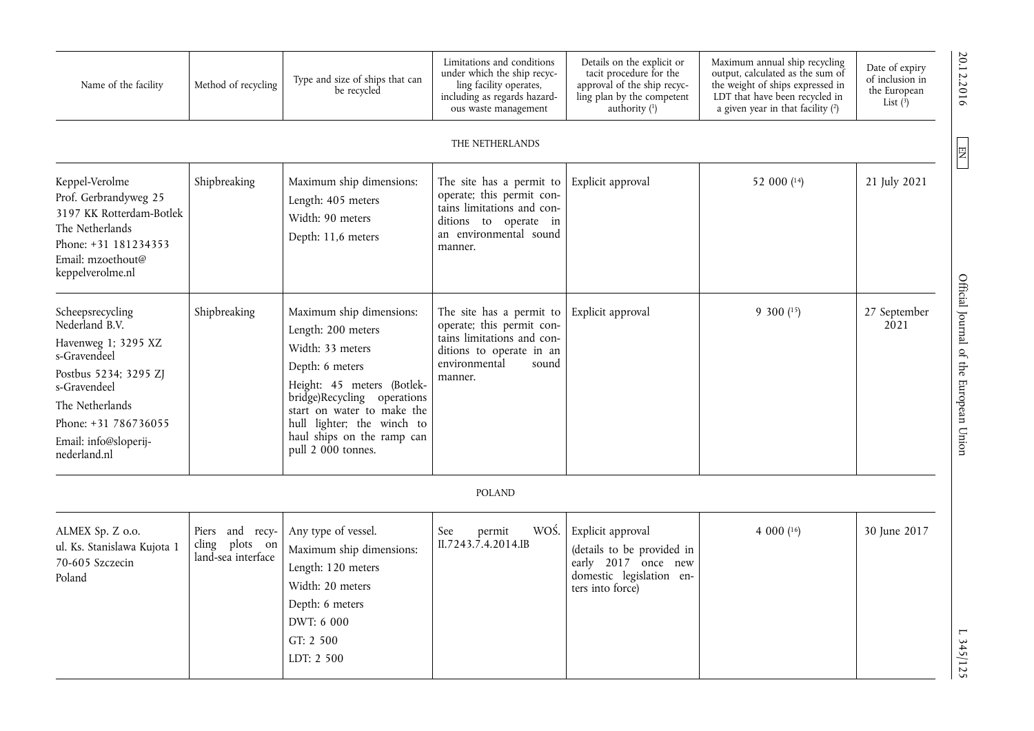| Name of the facility | Method of recycling | Type and size of ships that can be recycled | Limitations and conditions under which the ship recycling facility operates, including as regards hazardous waste management | Details on the explicit or tacit procedure for the approval of the ship recycling plan by the competent authority [1] | Maximum annual ship recycling output, calculated as the sum of the weight of ships expressed in LDT that have been recycled in a given year in that facility [2] | Date of expiry of inclusion in the European List [3] |
|---|---|---|---|---|---|---|
| THE NETHERLANDS | | | | | | |
| Keppel-Verolme<br>Prof. Gerbrandyweg 25<br>3197 KK Rotterdam-Botlek<br>The Netherlands<br>Phone: +31 181234353<br>Email: mzoethout@keppelverolme.nl | Shipbreaking | Maximum ship dimensions:<br>Length: 405 meters<br>Width: 90 meters<br>Depth: 11,6 meters | The site has a permit to operate; this permit contains limitations and conditions to operate in an environmental sound manner. | Explicit approval | 52 000 [14] | 21 July 2021 |
| Scheepsrecycling Nederland B.V.<br>Havenweg 1; 3295 XZ s-Gravendeel<br>Postbus 5234; 3295 ZJ s-Gravendeel<br>The Netherlands<br>Phone: +31 786736055<br>Email: info@sloperij-nederland.nl | Shipbreaking | Maximum ship dimensions:<br>Length: 200 meters<br>Width: 33 meters<br>Depth: 6 meters<br>Height: 45 meters (Botlek-bridge)Recycling operations start on water to make the hull lighter; the winch to haul ships on the ramp can pull 2 000 tonnes. | The site has a permit to operate; this permit contains limitations and conditions to operate in an environmental sound manner. | Explicit approval | 9 300 [15] | 27 September 2021 |
| POLAND | | | | | | |
| ALMEX Sp. Z o.o.<br>ul. Ks. Stanislawa Kujota 1<br>70-605 Szczecin<br>Poland | Piers and recycling plots on land-sea interface | Any type of vessel.<br>Maximum ship dimensions:<br>Length: 120 meters<br>Width: 20 meters<br>Depth: 6 meters<br>DWT: 6 000<br>GT: 2 500<br>LDT: 2 500 | See permit WOŚ. II.7243.7.4.2014.IB | Explicit approval<br>(details to be provided in early 2017 once new domestic legislation enters into force) | 4 000 [16] | 30 June 2017 |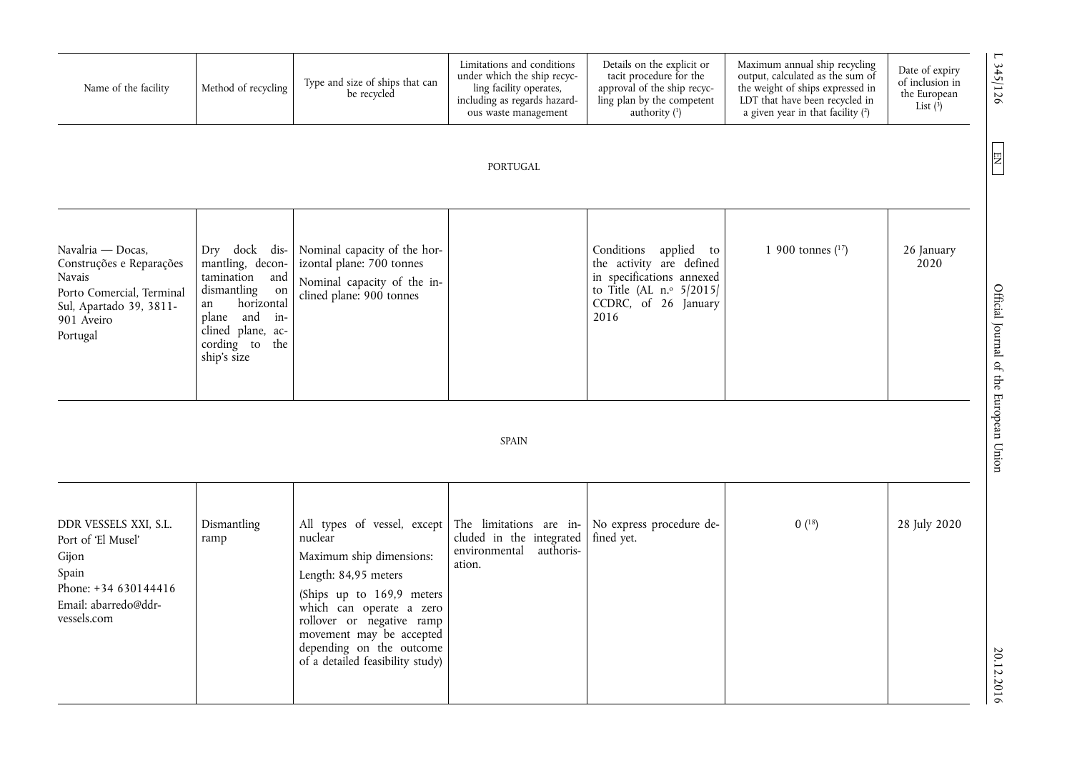| Name of the facility | Method of recycling | Type and size of ships that can be recycled | Limitations and conditions under which the ship recycling facility operates, including as regards hazardous waste management | Details on the explicit or tacit procedure for the approval of the ship recycling plan by the competent authority ([1]) | Maximum annual ship recycling output, calculated as the sum of the weight of ships expressed in LDT that have been recycled in a given year in that facility ([2]) | Date of expiry of inclusion in the European List ([3]) |
|---|---|---|---|---|---|---|
| PORTUGAL | | | | | | |
| Navalria — Docas, Construções e Reparações Navais<br>Porto Comercial, Terminal Sul, Apartado 39, 3811-901 Aveiro<br>Portugal | Dry dock dismantling, decontamination and dismantling on an horizontal plane and inclined plane, according to the ship's size | Nominal capacity of the horizontal plane: 700 tonnes<br>Nominal capacity of the inclined plane: 900 tonnes | | Conditions applied to the activity are defined in specifications annexed to Title (AL n.º 5/2015/CCDRC, of 26 January 2016 | 1 900 tonnes ([17]) | 26 January 2020 |
| SPAIN | | | | | | |
| DDR VESSELS XXI, S.L.<br>Port of 'El Musel'<br>Gijon<br>Spain<br>Phone: +34 630144416<br>Email: abarredo@ddr-vessels.com | Dismantling ramp | All types of vessel, except nuclear<br>Maximum ship dimensions:<br>Length: 84,95 meters<br>(Ships up to 169,9 meters which can operate a zero rollover or negative ramp movement may be accepted depending on the outcome of a detailed feasibility study) | The limitations are included in the integrated environmental authorisation. | No express procedure defined yet. | 0 ([18]) | 28 July 2020 |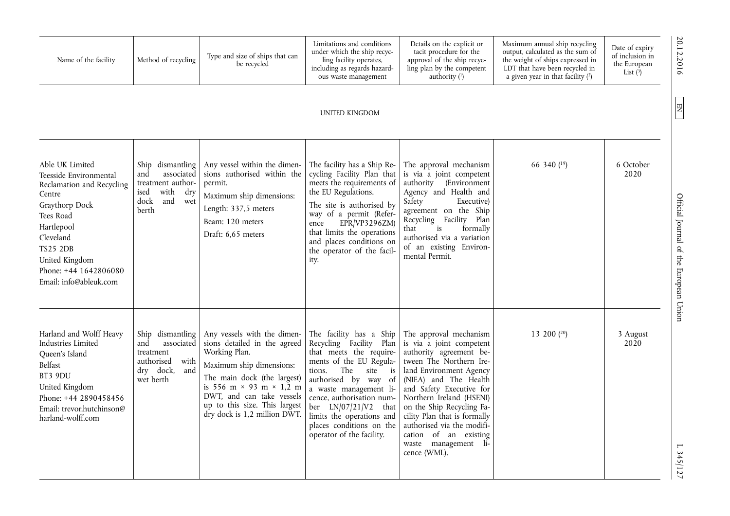| Name of the facility | Method of recycling | Type and size of ships that can be recycled | Limitations and conditions under which the ship recycling facility operates, including as regards hazardous waste management | Details on the explicit or tacit procedure for the approval of the ship recycling plan by the competent authority [1] | Maximum annual ship recycling output, calculated as the sum of the weight of ships expressed in LDT that have been recycled in a given year in that facility [2] | Date of expiry of inclusion in the European List [3] |
|---|---|---|---|---|---|---|
| UNITED KINGDOM | | | | | | |
| Able UK Limited<br>Teesside Environmental Reclamation and Recycling Centre<br>Graythorp Dock<br>Tees Road<br>Hartlepool<br>Cleveland<br>TS25 2DB<br>United Kingdom<br>Phone: +44 1642806080<br>Email: info@ableuk.com | Ship dismantling and associated treatment authorised with dry dock and wet berth | Any vessel within the dimensions authorised within the permit.<br>Maximum ship dimensions:<br>Length: 337,5 meters<br>Beam: 120 meters<br>Draft: 6,65 meters | The facility has a Ship Recycling Facility Plan that meets the requirements of the EU Regulations.<br>The site is authorised by way of a permit (Reference EPR/VP3296ZM) that limits the operations and places conditions on the operator of the facility. | The approval mechanism is via a joint competent authority (Environment Agency and Health and Safety Executive) agreement on the Ship Recycling Facility Plan that is formally authorised via a variation of an existing Environmental Permit. | 66 340 [19] | 6 October 2020 |
| Harland and Wolff Heavy Industries Limited<br>Queen's Island<br>Belfast<br>BT3 9DU<br>United Kingdom<br>Phone: +44 2890458456<br>Email: trevor.hutchinson@harland-wolff.com | Ship dismantling and associated treatment authorised with dry dock, and wet berth | Any vessels with the dimensions detailed in the agreed Working Plan.<br>Maximum ship dimensions:<br>The main dock (the largest) is 556 m × 93 m × 1,2 m DWT, and can take vessels up to this size. This largest dry dock is 1,2 million DWT. | The facility has a Ship Recycling Facility Plan that meets the requirements of the EU Regulations. The site is authorised by way of a waste management licence, authorisation number LN/07/21/V2 that limits the operations and places conditions on the operator of the facility. | The approval mechanism is via a joint competent authority agreement between The Northern Ireland Environment Agency (NIEA) and The Health and Safety Executive for Northern Ireland (HSENI) on the Ship Recycling Facility Plan that is formally authorised via the modification of an existing waste management licence (WML). | 13 200 [20] | 3 August 2020 |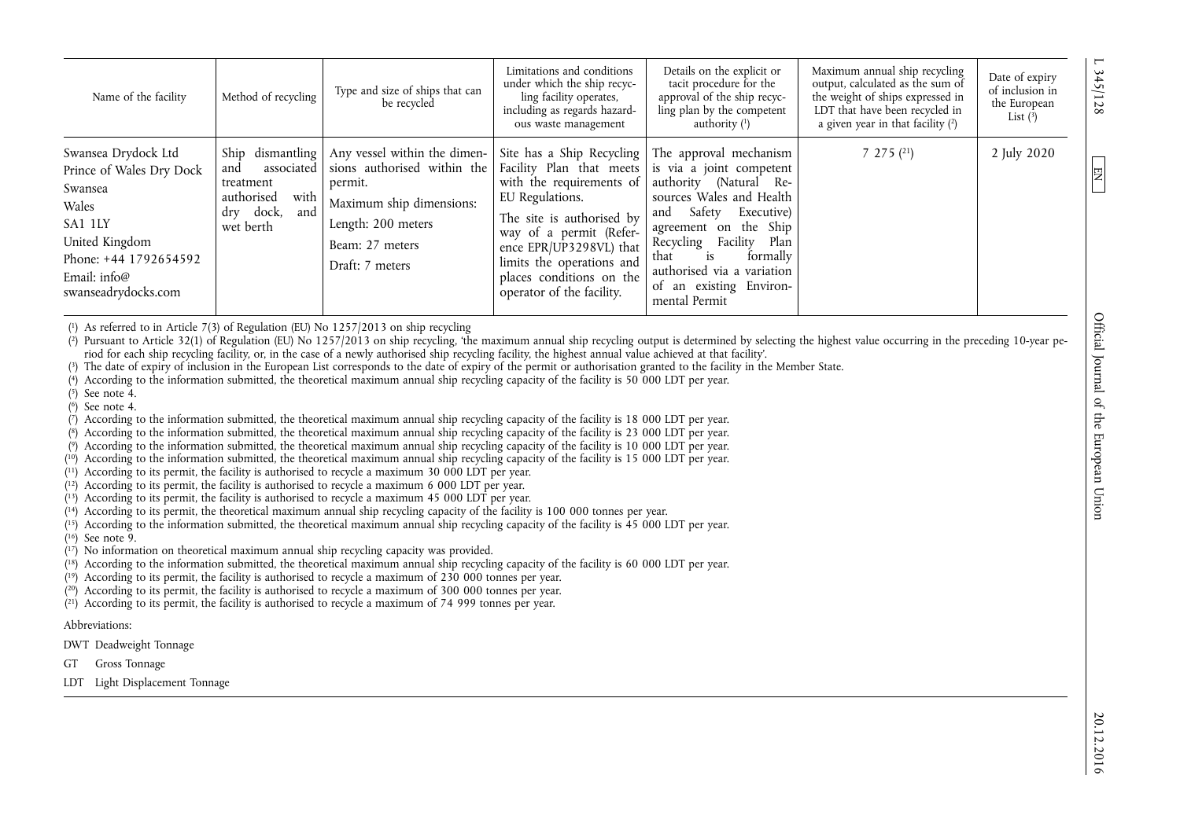| Name of the facility | Method of recycling | Type and size of ships that can be recycled | Limitations and conditions under which the ship recycling facility operates, including as regards hazardous waste management | Details on the explicit or tacit procedure for the approval of the ship recycling plan by the competent authority [1] | Maximum annual ship recycling output, calculated as the sum of the weight of ships expressed in LDT that have been recycled in a given year in that facility [2] | Date of expiry of inclusion in the European List [3] |
|---|---|---|---|---|---|---|
| Swansea Drydock Ltd<br>Prince of Wales Dry Dock<br>Swansea<br>Wales<br>SA1 1LY<br>United Kingdom<br>Phone: +44 1792654592<br>Email: info@swanseadrydocks.com | Ship dismantling and associated treatment authorised with dry dock, and wet berth | Any vessel within the dimensions authorised within the permit.<br>Maximum ship dimensions:<br>Length: 200 meters<br>Beam: 27 meters<br>Draft: 7 meters | Site has a Ship Recycling Facility Plan that meets with the requirements of EU Regulations.<br>The site is authorised by way of a permit (Reference EPR/UP3298VL) that limits the operations and places conditions on the operator of the facility. | The approval mechanism is via a joint competent authority (Natural Resources Wales and Health and Safety Executive) agreement on the Ship Recycling Facility Plan that is formally authorised via a variation of an existing Environmental Permit | 7 275 [21] | 2 July 2020 |

(1) As referred to in Article 7(3) of Regulation (EU) No 1257/2013 on ship recycling

(2) Pursuant to Article 32(1) of Regulation (EU) No 1257/2013 on ship recycling, 'the maximum annual ship recycling output is determined by selecting the highest value occurring in the preceding 10-year period for each ship recycling facility, or, in the case of a newly authorised ship recycling facility, the highest annual value achieved at that facility'.

(3) The date of expiry of inclusion in the European List corresponds to the date of expiry of the permit or authorisation granted to the facility in the Member State.

(4) According to the information submitted, the theoretical maximum annual ship recycling capacity of the facility is 50 000 LDT per year.

(5) See note 4.

(6) See note 4.

(7) According to the information submitted, the theoretical maximum annual ship recycling capacity of the facility is 18 000 LDT per year.

(8) According to the information submitted, the theoretical maximum annual ship recycling capacity of the facility is 23 000 LDT per year.

(9) According to the information submitted, the theoretical maximum annual ship recycling capacity of the facility is 10 000 LDT per year.

(10) According to the information submitted, the theoretical maximum annual ship recycling capacity of the facility is 15 000 LDT per year.

(11) According to its permit, the facility is authorised to recycle a maximum 30 000 LDT per year.

(12) According to its permit, the facility is authorised to recycle a maximum 6 000 LDT per year.

(13) According to its permit, the facility is authorised to recycle a maximum 45 000 LDT per year.

(14) According to its permit, the theoretical maximum annual ship recycling capacity of the facility is 100 000 tonnes per year.

(15) According to the information submitted, the theoretical maximum annual ship recycling capacity of the facility is 45 000 LDT per year.

(16) See note 9.

(17) No information on theoretical maximum annual ship recycling capacity was provided.

(18) According to the information submitted, the theoretical maximum annual ship recycling capacity of the facility is 60 000 LDT per year.

(19) According to its permit, the facility is authorised to recycle a maximum of 230 000 tonnes per year.

(20) According to its permit, the facility is authorised to recycle a maximum of 300 000 tonnes per year.

(21) According to its permit, the facility is authorised to recycle a maximum of 74 999 tonnes per year.

Abbreviations:

DWT Deadweight Tonnage

GT Gross Tonnage

LDT Light Displacement Tonnage